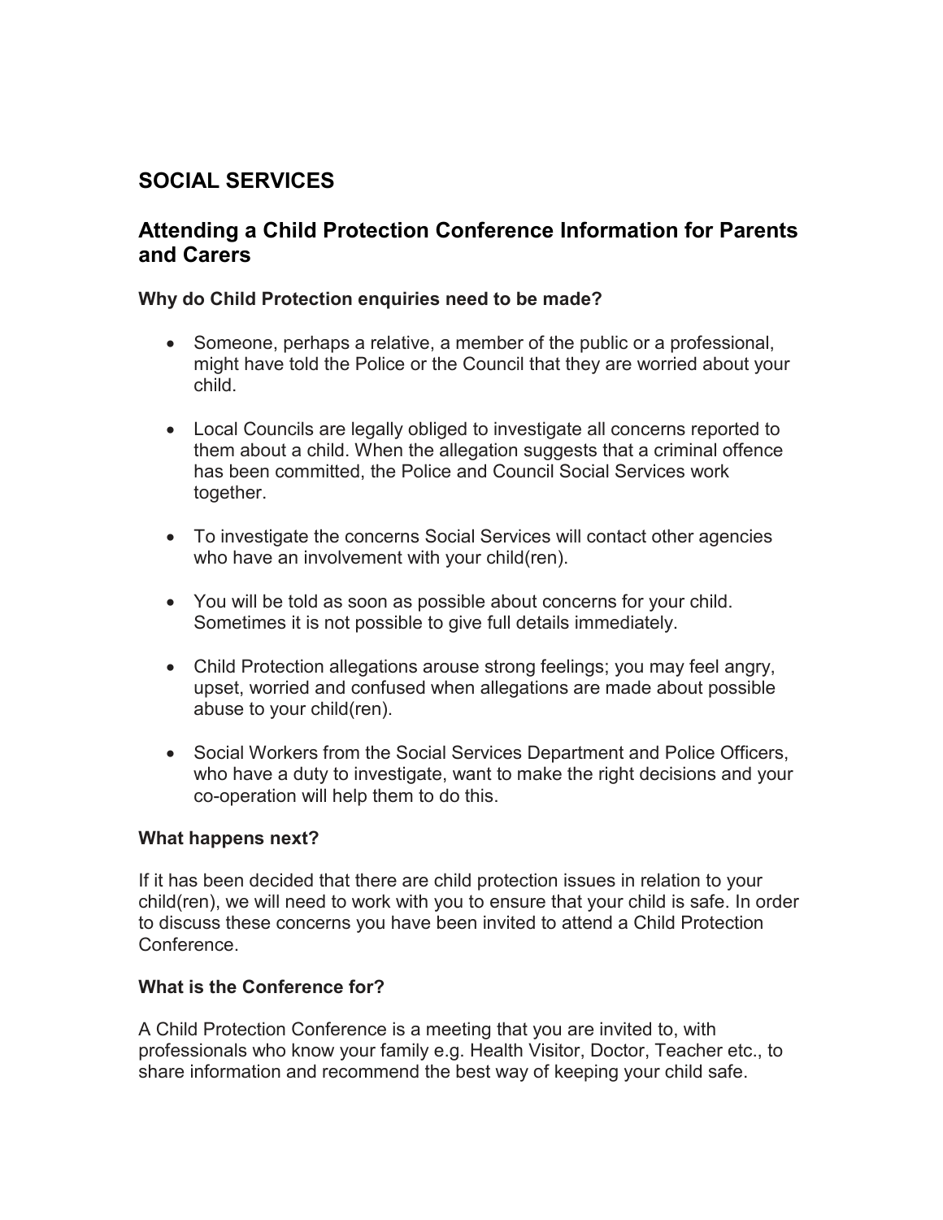# SOCIAL SERVICES

## Attending a Child Protection Conference Information for Parents and Carers

### Why do Child Protection enquiries need to be made?

- Someone, perhaps a relative, a member of the public or a professional, might have told the Police or the Council that they are worried about your child.

- Local Councils are legally obliged to investigate all concerns reported to them about a child. When the allegation suggests that a criminal offence has been committed, the Police and Council Social Services work together.

- To investigate the concerns Social Services will contact other agencies who have an involvement with your child(ren).

- You will be told as soon as possible about concerns for your child. Sometimes it is not possible to give full details immediately.

- Child Protection allegations arouse strong feelings; you may feel angry, upset, worried and confused when allegations are made about possible abuse to your child(ren).

- Social Workers from the Social Services Department and Police Officers, who have a duty to investigate, want to make the right decisions and your co-operation will help them to do this.

### What happens next?

If it has been decided that there are child protection issues in relation to your child(ren), we will need to work with you to ensure that your child is safe. In order to discuss these concerns you have been invited to attend a Child Protection Conference.

### What is the Conference for?

A Child Protection Conference is a meeting that you are invited to, with professionals who know your family e.g. Health Visitor, Doctor, Teacher etc., to share information and recommend the best way of keeping your child safe.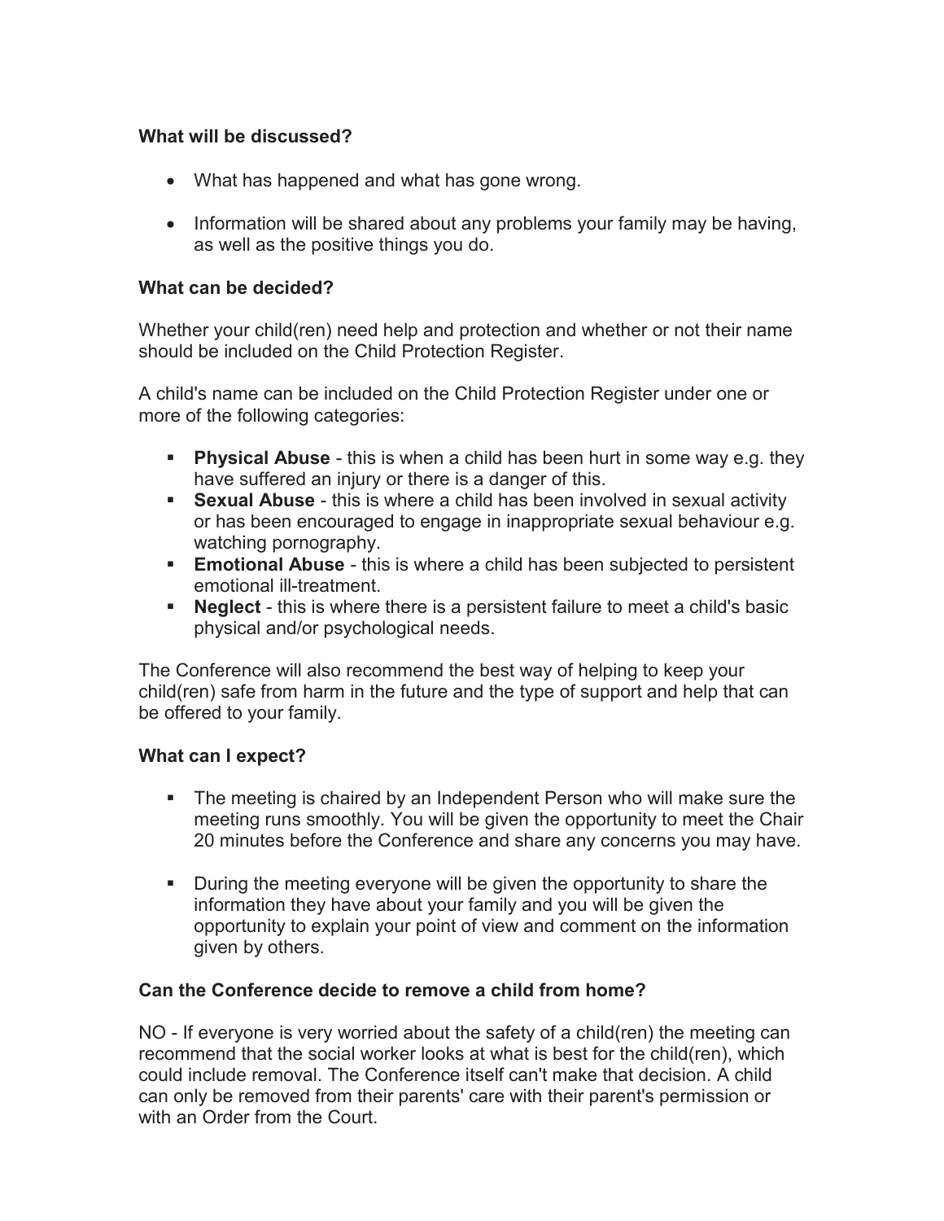**What will be discussed?**

- What has happened and what has gone wrong.
- Information will be shared about any problems your family may be having, as well as the positive things you do.

**What can be decided?**

Whether your child(ren) need help and protection and whether or not their name should be included on the Child Protection Register.

A child's name can be included on the Child Protection Register under one or more of the following categories:

- **Physical Abuse** - this is when a child has been hurt in some way e.g. they have suffered an injury or there is a danger of this.
- **Sexual Abuse** - this is where a child has been involved in sexual activity or has been encouraged to engage in inappropriate sexual behaviour e.g. watching pornography.
- **Emotional Abuse** - this is where a child has been subjected to persistent emotional ill-treatment.
- **Neglect** - this is where there is a persistent failure to meet a child's basic physical and/or psychological needs.

The Conference will also recommend the best way of helping to keep your child(ren) safe from harm in the future and the type of support and help that can be offered to your family.

**What can I expect?**

- The meeting is chaired by an Independent Person who will make sure the meeting runs smoothly. You will be given the opportunity to meet the Chair 20 minutes before the Conference and share any concerns you may have.
- During the meeting everyone will be given the opportunity to share the information they have about your family and you will be given the opportunity to explain your point of view and comment on the information given by others.

**Can the Conference decide to remove a child from home?**

NO - If everyone is very worried about the safety of a child(ren) the meeting can recommend that the social worker looks at what is best for the child(ren), which could include removal. The Conference itself can't make that decision. A child can only be removed from their parents' care with their parent's permission or with an Order from the Court.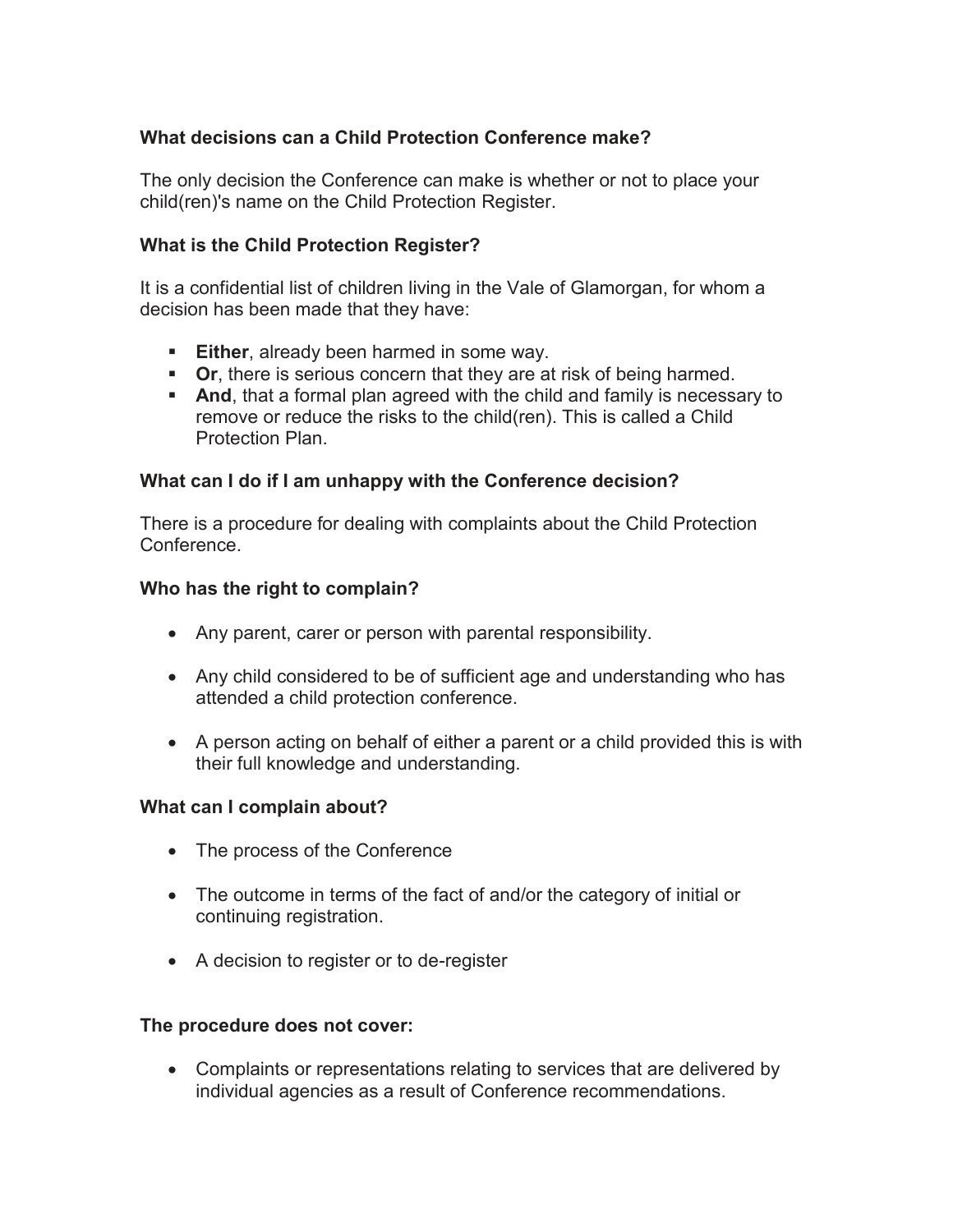### What decisions can a Child Protection Conference make?

The only decision the Conference can make is whether or not to place your child(ren)'s name on the Child Protection Register.

### What is the Child Protection Register?

It is a confidential list of children living in the Vale of Glamorgan, for whom a decision has been made that they have:

- **Either**, already been harmed in some way.
- **Or**, there is serious concern that they are at risk of being harmed.
- **And**, that a formal plan agreed with the child and family is necessary to remove or reduce the risks to the child(ren). This is called a Child Protection Plan.

### What can I do if I am unhappy with the Conference decision?

There is a procedure for dealing with complaints about the Child Protection Conference.

### Who has the right to complain?

- Any parent, carer or person with parental responsibility.
- Any child considered to be of sufficient age and understanding who has attended a child protection conference.
- A person acting on behalf of either a parent or a child provided this is with their full knowledge and understanding.

### What can I complain about?

- The process of the Conference
- The outcome in terms of the fact of and/or the category of initial or continuing registration.
- A decision to register or to de-register

### The procedure does not cover:

- Complaints or representations relating to services that are delivered by individual agencies as a result of Conference recommendations.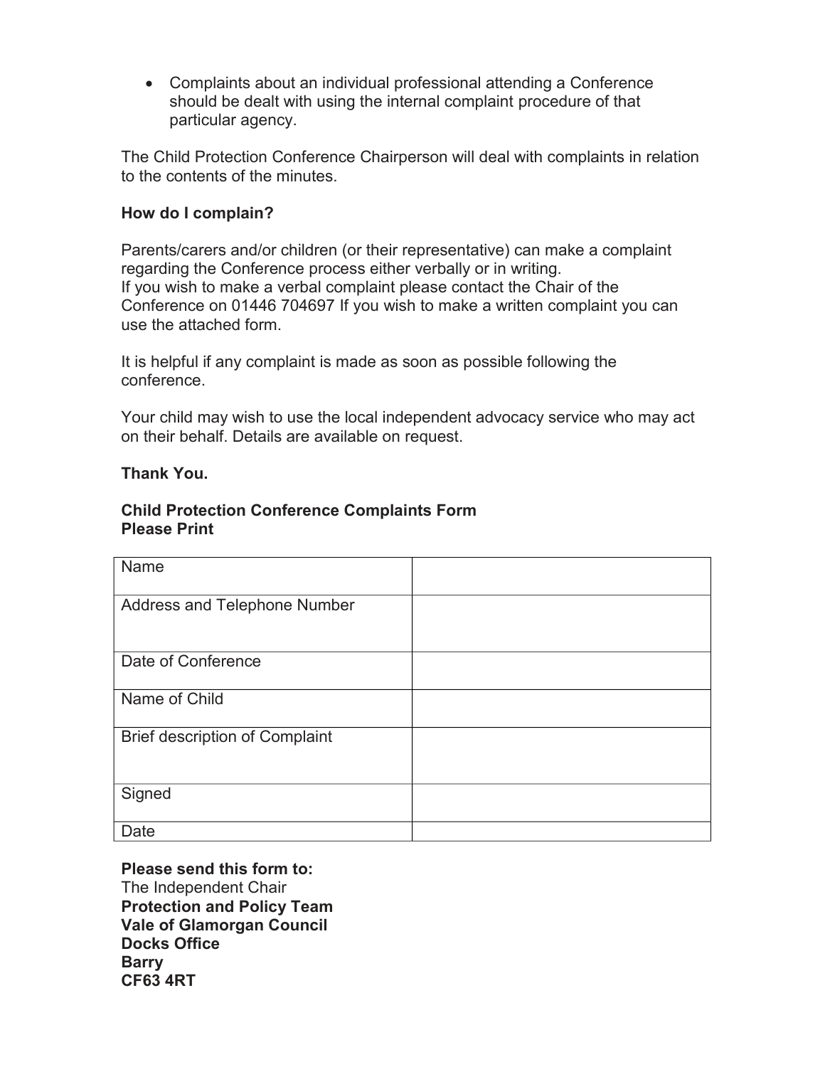- Complaints about an individual professional attending a Conference should be dealt with using the internal complaint procedure of that particular agency.

The Child Protection Conference Chairperson will deal with complaints in relation to the contents of the minutes.

**How do I complain?**

Parents/carers and/or children (or their representative) can make a complaint regarding the Conference process either verbally or in writing.
If you wish to make a verbal complaint please contact the Chair of the Conference on 01446 704697 If you wish to make a written complaint you can use the attached form.

It is helpful if any complaint is made as soon as possible following the conference.

Your child may wish to use the local independent advocacy service who may act on their behalf. Details are available on request.

**Thank You.**

**Child Protection Conference Complaints Form**
**Please Print**

| Name | |
|---|---|
| Address and Telephone Number | |
| Date of Conference | |
| Name of Child | |
| Brief description of Complaint | |
| Signed | |
| Date | |

**Please send this form to:**
The Independent Chair
**Protection and Policy Team**
**Vale of Glamorgan Council**
**Docks Office**
**Barry**
**CF63 4RT**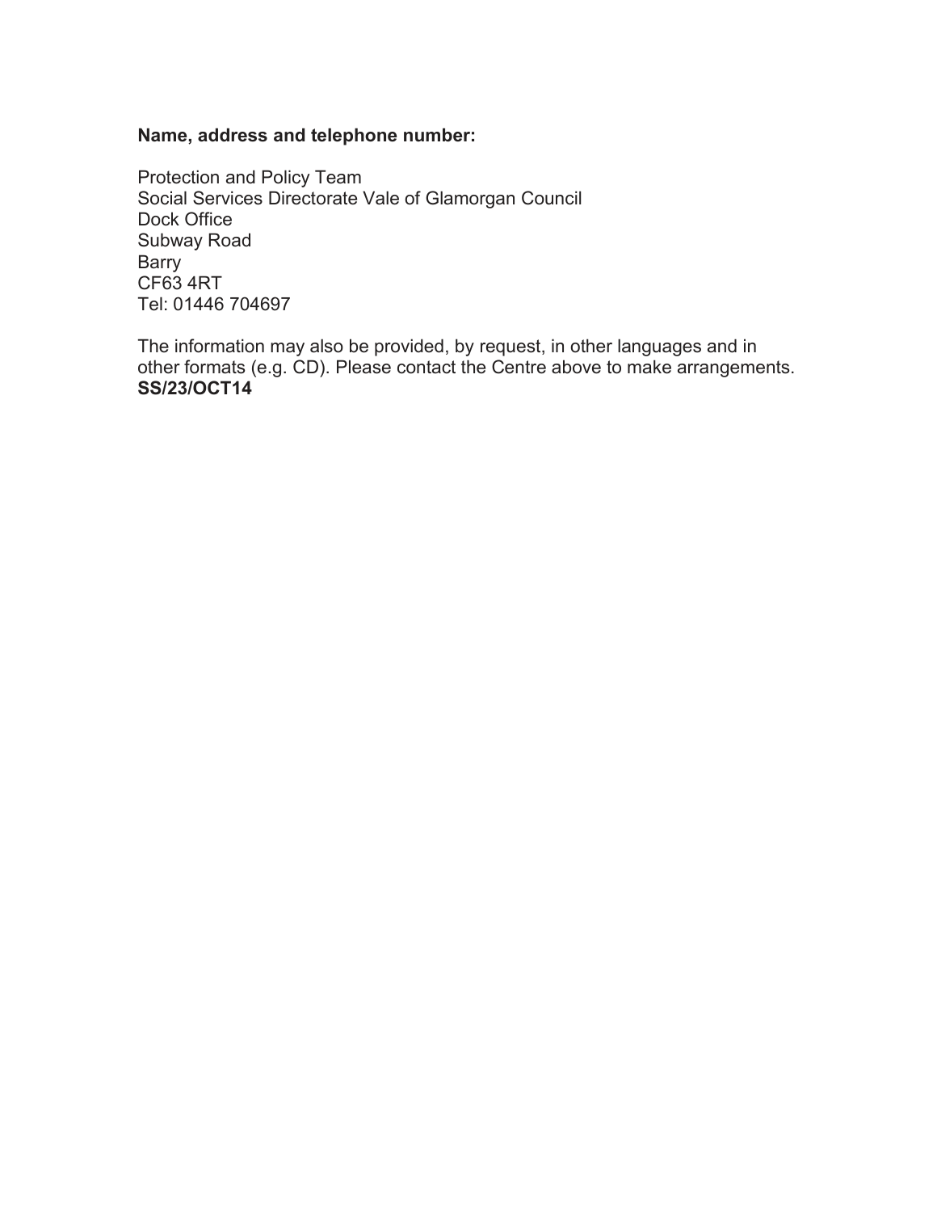**Name, address and telephone number:**

Protection and Policy Team
Social Services Directorate Vale of Glamorgan Council
Dock Office
Subway Road
Barry
CF63 4RT
Tel: 01446 704697

The information may also be provided, by request, in other languages and in other formats (e.g. CD). Please contact the Centre above to make arrangements.
**SS/23/OCT14**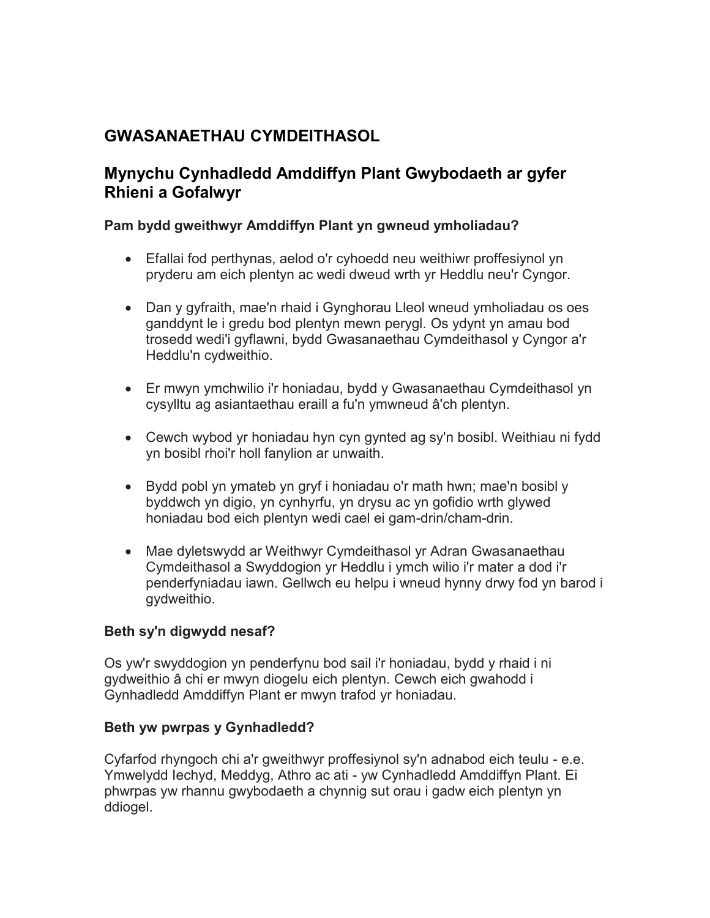## GWASANAETHAU CYMDEITHASOL

## Mynychu Cynhadledd Amddiffyn Plant Gwybodaeth ar gyfer Rhieni a Gofalwyr

**Pam bydd gweithwyr Amddiffyn Plant yn gwneud ymholiadau?**

- Efallai fod perthynas, aelod o'r cyhoedd neu weithiwr proffesiynol yn pryderu am eich plentyn ac wedi dweud wrth yr Heddlu neu'r Cyngor.
- Dan y gyfraith, mae'n rhaid i Gynghorau Lleol wneud ymholiadau os oes ganddynt le i gredu bod plentyn mewn perygl. Os ydynt yn amau bod trosedd wedi'i gyflawni, bydd Gwasanaethau Cymdeithasol y Cyngor a'r Heddlu'n cydweithio.
- Er mwyn ymchwilio i'r honiadau, bydd y Gwasanaethau Cymdeithasol yn cysylltu ag asiantaethau eraill a fu'n ymwneud â'ch plentyn.
- Cewch wybod yr honiadau hyn cyn gynted ag sy'n bosibl. Weithiau ni fydd yn bosibl rhoi'r holl fanylion ar unwaith.
- Bydd pobl yn ymateb yn gryf i honiadau o'r math hwn; mae'n bosibl y byddwch yn digio, yn cynhyrfu, yn drysu ac yn gofidio wrth glywed honiadau bod eich plentyn wedi cael ei gam-drin/cham-drin.
- Mae dyletswydd ar Weithwyr Cymdeithasol yr Adran Gwasanaethau Cymdeithasol a Swyddogion yr Heddlu i ymch wilio i'r mater a dod i'r penderfyniadau iawn. Gellwch eu helpu i wneud hynny drwy fod yn barod i gydweithio.

**Beth sy'n digwydd nesaf?**

Os yw'r swyddogion yn penderfynu bod sail i'r honiadau, bydd y rhaid i ni gydweithio â chi er mwyn diogelu eich plentyn. Cewch eich gwahodd i Gynhadledd Amddiffyn Plant er mwyn trafod yr honiadau.

**Beth yw pwrpas y Gynhadledd?**

Cyfarfod rhyngoch chi a'r gweithwyr proffesiynol sy'n adnabod eich teulu - e.e. Ymwelydd Iechyd, Meddyg, Athro ac ati - yw Cynhadledd Amddiffyn Plant. Ei phwrpas yw rhannu gwybodaeth a chynnig sut orau i gadw eich plentyn yn ddiogel.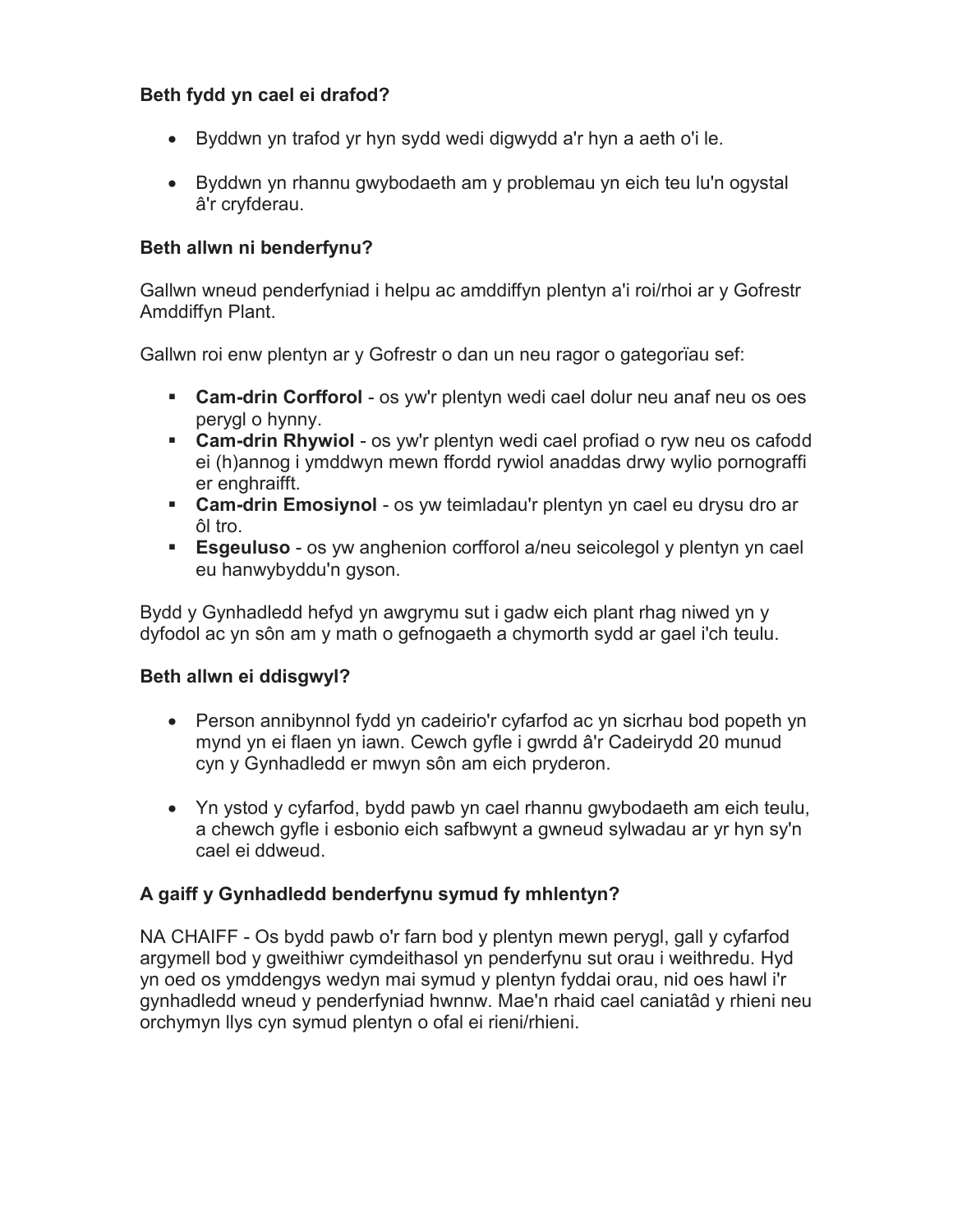**Beth fydd yn cael ei drafod?**

- Byddwn yn trafod yr hyn sydd wedi digwydd a'r hyn a aeth o'i le.

- Byddwn yn rhannu gwybodaeth am y problemau yn eich teu lu'n ogystal â'r cryfderau.

**Beth allwn ni benderfynu?**

Gallwn wneud penderfyniad i helpu ac amddiffyn plentyn a'i roi/rhoi ar y Gofrestr Amddiffyn Plant.

Gallwn roi enw plentyn ar y Gofrestr o dan un neu ragor o gategorïau sef:

- **Cam-drin Corfforol** - os yw'r plentyn wedi cael dolur neu anaf neu os oes perygl o hynny.
- **Cam-drin Rhywiol** - os yw'r plentyn wedi cael profiad o ryw neu os cafodd ei (h)annog i ymddwyn mewn ffordd rywiol anaddas drwy wylio pornograffi er enghraifft.
- **Cam-drin Emosiynol** - os yw teimladau'r plentyn yn cael eu drysu dro ar ôl tro.
- **Esgeuluso** - os yw anghenion corfforol a/neu seicolegol y plentyn yn cael eu hanwybyddu'n gyson.

Bydd y Gynhadledd hefyd yn awgrymu sut i gadw eich plant rhag niwed yn y dyfodol ac yn sôn am y math o gefnogaeth a chymorth sydd ar gael i'ch teulu.

**Beth allwn ei ddisgwyl?**

- Person annibynnol fydd yn cadeirio'r cyfarfod ac yn sicrhau bod popeth yn mynd yn ei flaen yn iawn. Cewch gyfle i gwrdd â'r Cadeirydd 20 munud cyn y Gynhadledd er mwyn sôn am eich pryderon.

- Yn ystod y cyfarfod, bydd pawb yn cael rhannu gwybodaeth am eich teulu, a chewch gyfle i esbonio eich safbwynt a gwneud sylwadau ar yr hyn sy'n cael ei ddweud.

**A gaiff y Gynhadledd benderfynu symud fy mhlentyn?**

NA CHAIFF - Os bydd pawb o'r farn bod y plentyn mewn perygl, gall y cyfarfod argymell bod y gweithiwr cymdeithasol yn penderfynu sut orau i weithredu. Hyd yn oed os ymddengys wedyn mai symud y plentyn fyddai orau, nid oes hawl i'r gynhadledd wneud y penderfyniad hwnnw. Mae'n rhaid cael caniatâd y rhieni neu orchymyn llys cyn symud plentyn o ofal ei rieni/rhieni.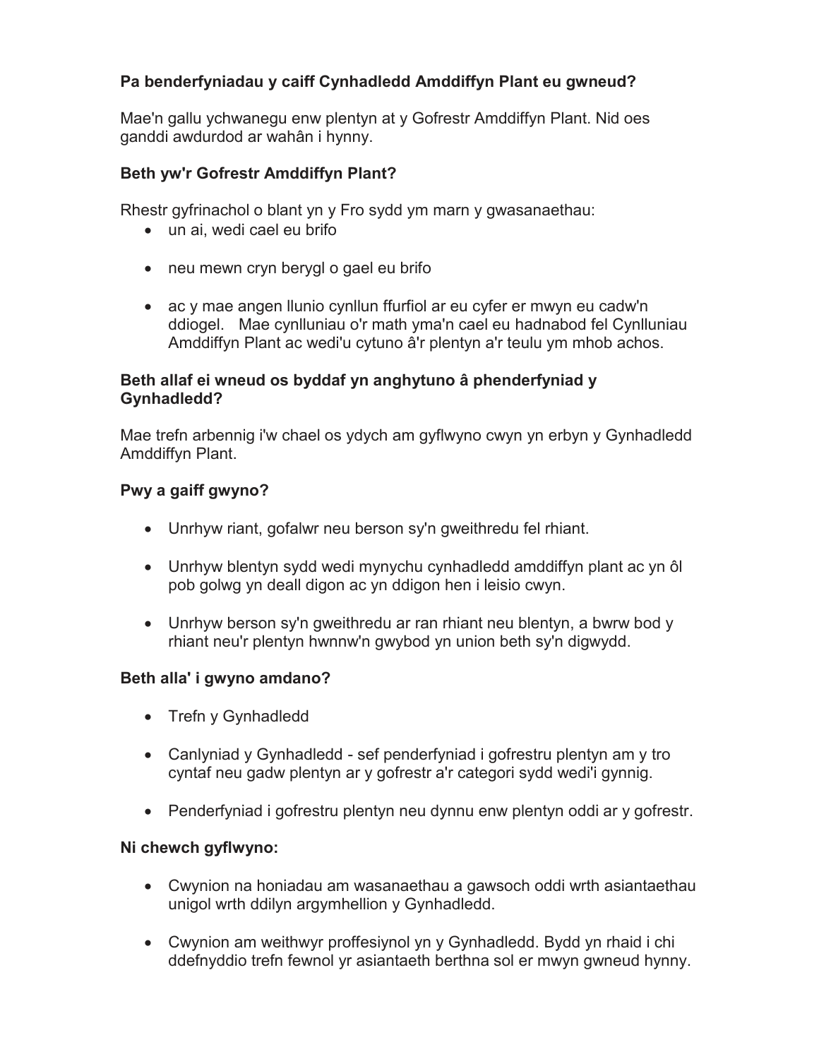**Pa benderfyniadau y caiff Cynhadledd Amddiffyn Plant eu gwneud?**

Mae'n gallu ychwanegu enw plentyn at y Gofrestr Amddiffyn Plant. Nid oes ganddi awdurdod ar wahân i hynny.

**Beth yw'r Gofrestr Amddiffyn Plant?**

Rhestr gyfrinachol o blant yn y Fro sydd ym marn y gwasanaethau:

- un ai, wedi cael eu brifo
- neu mewn cryn berygl o gael eu brifo
- ac y mae angen llunio cynllun ffurfiol ar eu cyfer er mwyn eu cadw'n ddiogel. Mae cynlluniau o'r math yma'n cael eu hadnabod fel Cynlluniau Amddiffyn Plant ac wedi'u cytuno â'r plentyn a'r teulu ym mhob achos.

**Beth allaf ei wneud os byddaf yn anghytuno â phenderfyniad y Gynhadledd?**

Mae trefn arbennig i'w chael os ydych am gyflwyno cwyn yn erbyn y Gynhadledd Amddiffyn Plant.

**Pwy a gaiff gwyno?**

- Unrhyw riant, gofalwr neu berson sy'n gweithredu fel rhiant.
- Unrhyw blentyn sydd wedi mynychu cynhadledd amddiffyn plant ac yn ôl pob golwg yn deall digon ac yn ddigon hen i leisio cwyn.
- Unrhyw berson sy'n gweithredu ar ran rhiant neu blentyn, a bwrw bod y rhiant neu'r plentyn hwnnw'n gwybod yn union beth sy'n digwydd.

**Beth alla' i gwyno amdano?**

- Trefn y Gynhadledd
- Canlyniad y Gynhadledd - sef penderfyniad i gofrestru plentyn am y tro cyntaf neu gadw plentyn ar y gofrestr a'r categori sydd wedi'i gynnig.
- Penderfyniad i gofrestru plentyn neu dynnu enw plentyn oddi ar y gofrestr.

**Ni chewch gyflwyno:**

- Cwynion na honiadau am wasanaethau a gawsoch oddi wrth asiantaethau unigol wrth ddilyn argymhellion y Gynhadledd.
- Cwynion am weithwyr proffesiynol yn y Gynhadledd. Bydd yn rhaid i chi ddefnyddio trefn fewnol yr asiantaeth berthna sol er mwyn gwneud hynny.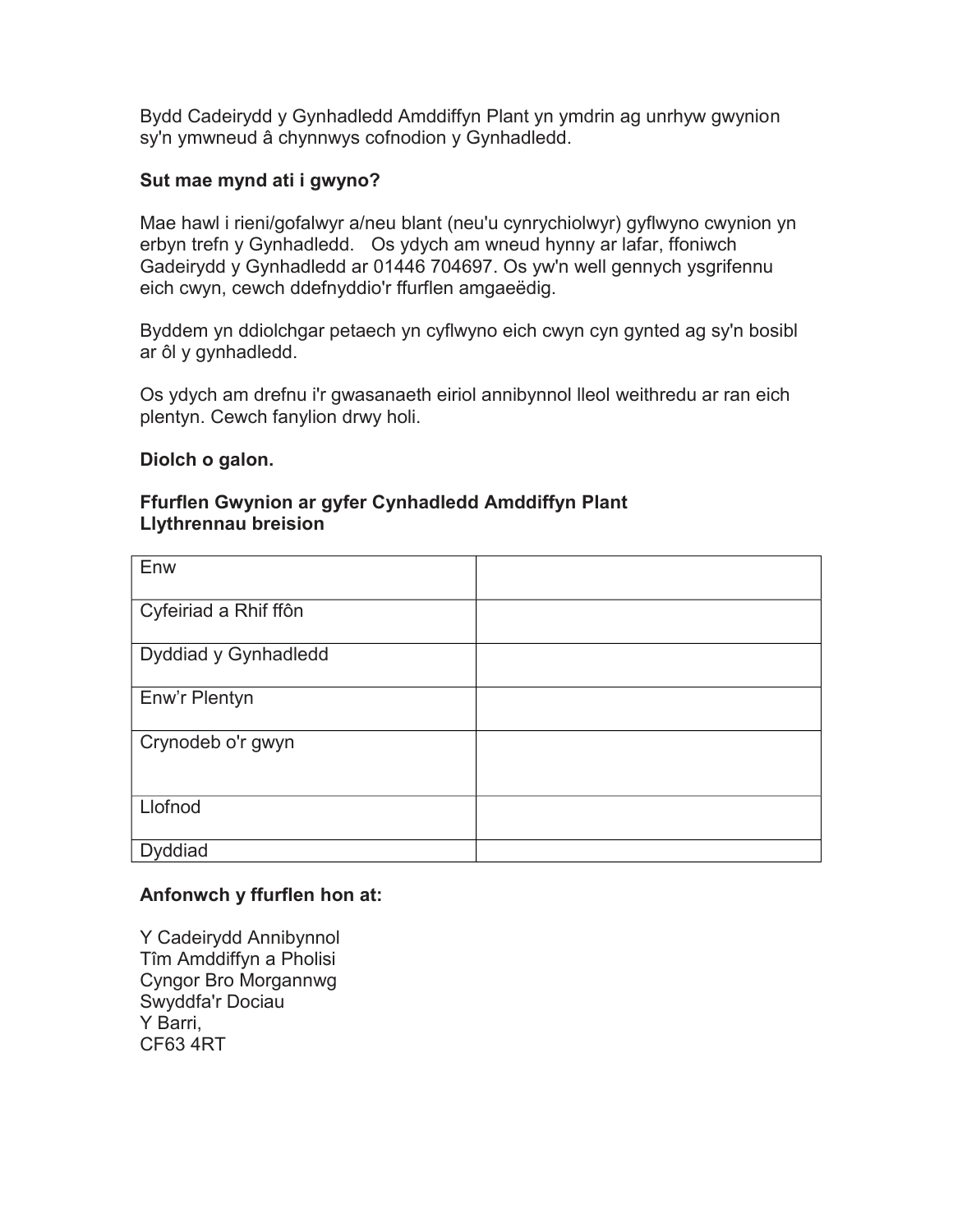Bydd Cadeirydd y Gynhadledd Amddiffyn Plant yn ymdrin ag unrhyw gwynion sy'n ymwneud â chynnwys cofnodion y Gynhadledd.

**Sut mae mynd ati i gwyno?**

Mae hawl i rieni/gofalwyr a/neu blant (neu'u cynrychiolwyr) gyflwyno cwynion yn erbyn trefn y Gynhadledd. Os ydych am wneud hynny ar lafar, ffoniwch Gadeirydd y Gynhadledd ar 01446 704697. Os yw'n well gennych ysgrifennu eich cwyn, cewch ddefnyddio'r ffurflen amgaeëdig.

Byddem yn ddiolchgar petaech yn cyflwyno eich cwyn cyn gynted ag sy'n bosibl ar ôl y gynhadledd.

Os ydych am drefnu i'r gwasanaeth eiriol annibynnol lleol weithredu ar ran eich plentyn. Cewch fanylion drwy holi.

**Diolch o galon.**

**Ffurflen Gwynion ar gyfer Cynhadledd Amddiffyn Plant**
**Llythrennau breision**

| | |
|---|---|
| Enw | |
| Cyfeiriad a Rhif ffôn | |
| Dyddiad y Gynhadledd | |
| Enw'r Plentyn | |
| Crynodeb o'r gwyn | |
| Llofnod | |
| Dyddiad | |

**Anfonwch y ffurflen hon at:**

Y Cadeirydd Annibynnol
Tîm Amddiffyn a Pholisi
Cyngor Bro Morgannwg
Swyddfa'r Dociau
Y Barri,
CF63 4RT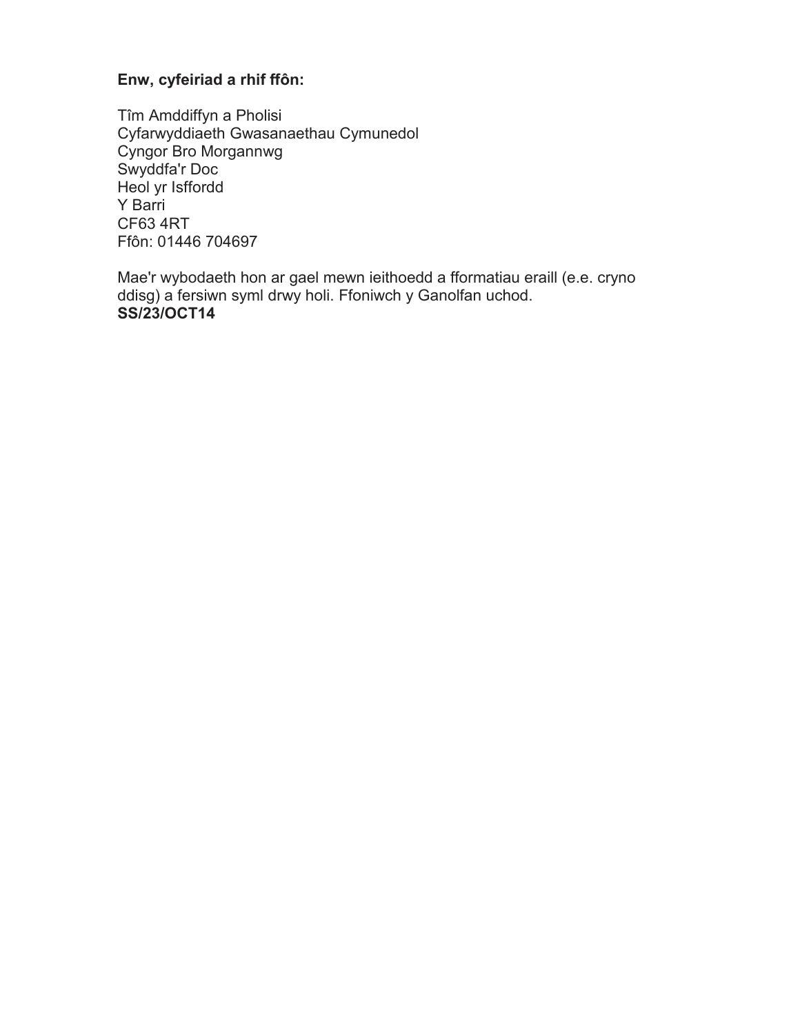**Enw, cyfeiriad a rhif ffôn:**

Tîm Amddiffyn a Pholisi
Cyfarwyddiaeth Gwasanaethau Cymunedol
Cyngor Bro Morgannwg
Swyddfa'r Doc
Heol yr Isffordd
Y Barri
CF63 4RT
Ffôn: 01446 704697

Mae'r wybodaeth hon ar gael mewn ieithoedd a fformatiau eraill (e.e. cryno ddisg) a fersiwn syml drwy holi. Ffoniwch y Ganolfan uchod.
**SS/23/OCT14**